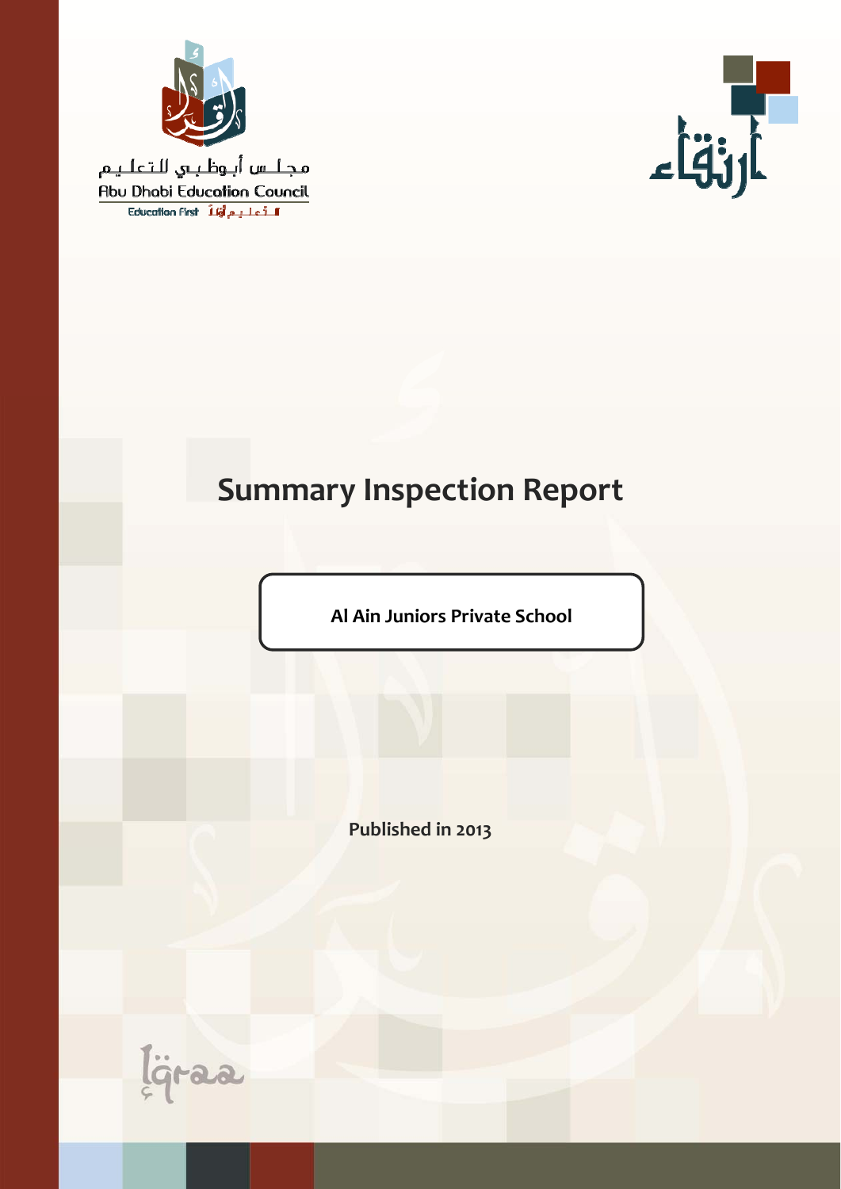مجلس أبوظبي للتعليم

Abu Dhabi Education Council

Education First التعليم أولاً

ارتقاء

# Summary Inspection Report

**Al Ain Juniors Private School**

**Published in 2013**

Iqraa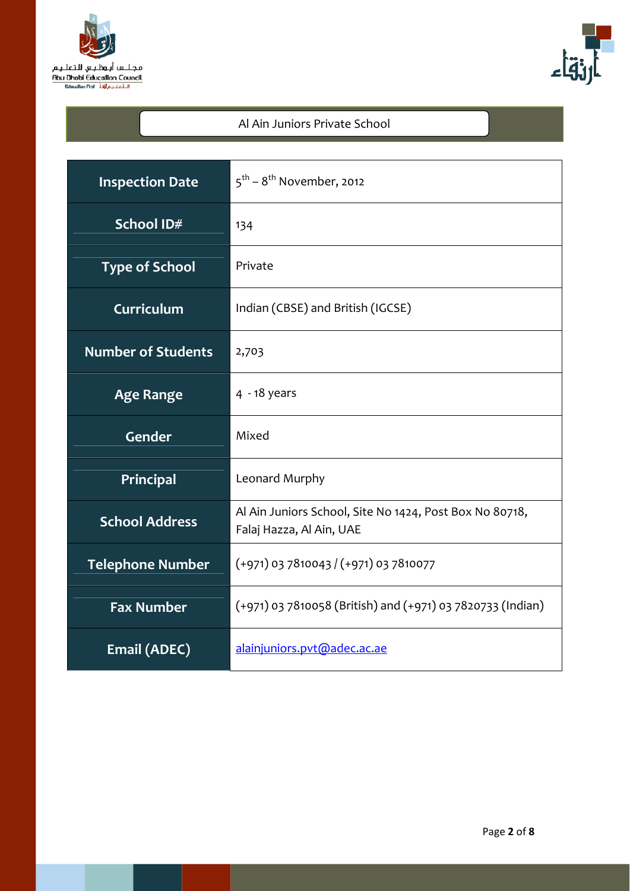# Al Ain Juniors Private School

| | |
|---|---|
| **Inspection Date** | 5th – 8th November, 2012 |
| **School ID#** | 134 |
| **Type of School** | Private |
| **Curriculum** | Indian (CBSE) and British (IGCSE) |
| **Number of Students** | 2,703 |
| **Age Range** | 4 - 18 years |
| **Gender** | Mixed |
| **Principal** | Leonard Murphy |
| **School Address** | Al Ain Juniors School, Site No 1424, Post Box No 80718, Falaj Hazza, Al Ain, UAE |
| **Telephone Number** | (+971) 03 7810043 / (+971) 03 7810077 |
| **Fax Number** | (+971) 03 7810058 (British) and (+971) 03 7820733 (Indian) |
| **Email (ADEC)** | alainjuniors.pvt@adec.ac.ae |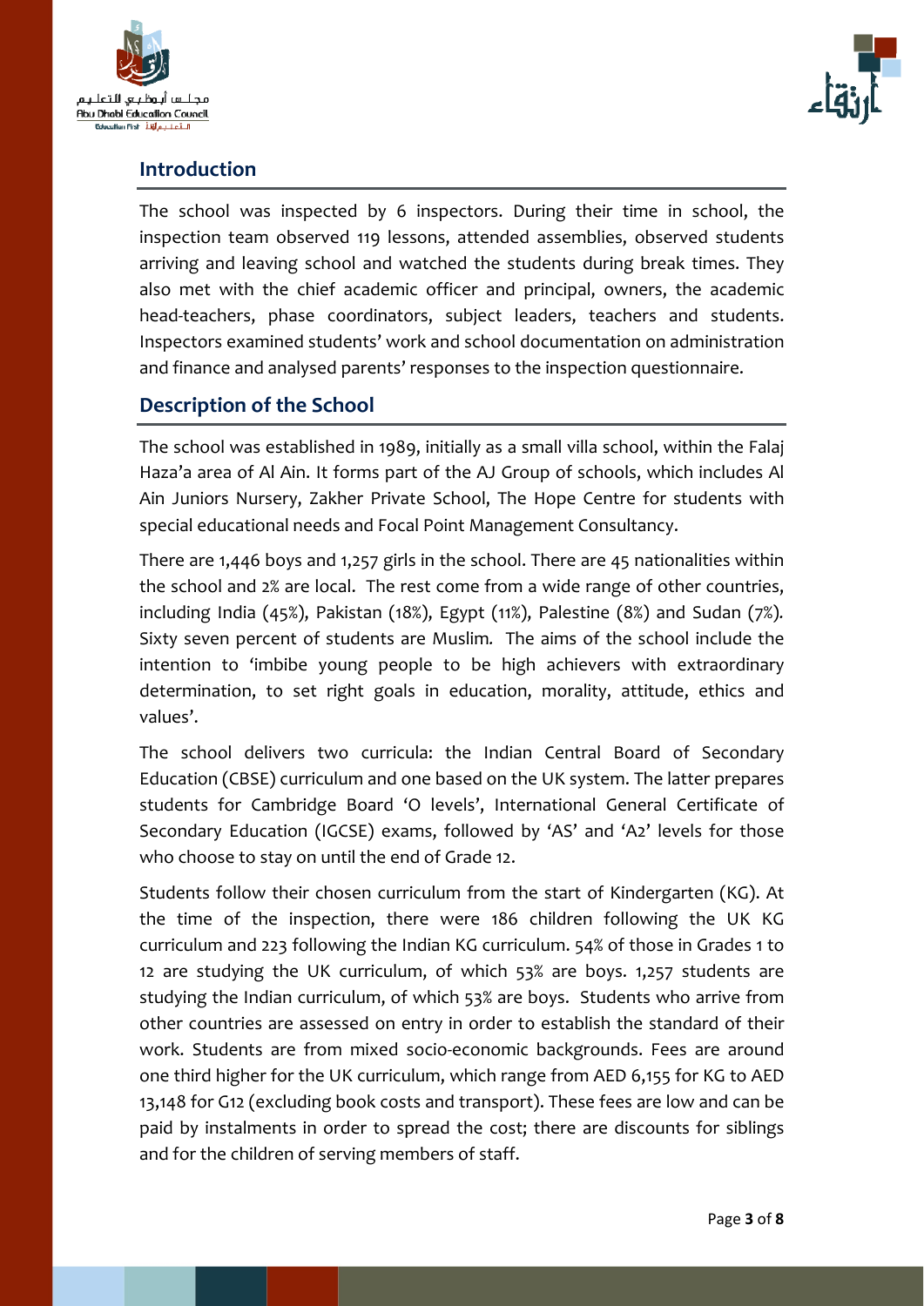## Introduction

The school was inspected by 6 inspectors. During their time in school, the inspection team observed 119 lessons, attended assemblies, observed students arriving and leaving school and watched the students during break times. They also met with the chief academic officer and principal, owners, the academic head-teachers, phase coordinators, subject leaders, teachers and students. Inspectors examined students' work and school documentation on administration and finance and analysed parents' responses to the inspection questionnaire.

## Description of the School

The school was established in 1989, initially as a small villa school, within the Falaj Haza'a area of Al Ain. It forms part of the AJ Group of schools, which includes Al Ain Juniors Nursery, Zakher Private School, The Hope Centre for students with special educational needs and Focal Point Management Consultancy.

There are 1,446 boys and 1,257 girls in the school. There are 45 nationalities within the school and 2% are local. The rest come from a wide range of other countries, including India (45%), Pakistan (18%), Egypt (11%), Palestine (8%) and Sudan (7%). Sixty seven percent of students are Muslim. The aims of the school include the intention to 'imbibe young people to be high achievers with extraordinary determination, to set right goals in education, morality, attitude, ethics and values'.

The school delivers two curricula: the Indian Central Board of Secondary Education (CBSE) curriculum and one based on the UK system. The latter prepares students for Cambridge Board 'O levels', International General Certificate of Secondary Education (IGCSE) exams, followed by 'AS' and 'A2' levels for those who choose to stay on until the end of Grade 12.

Students follow their chosen curriculum from the start of Kindergarten (KG). At the time of the inspection, there were 186 children following the UK KG curriculum and 223 following the Indian KG curriculum. 54% of those in Grades 1 to 12 are studying the UK curriculum, of which 53% are boys. 1,257 students are studying the Indian curriculum, of which 53% are boys. Students who arrive from other countries are assessed on entry in order to establish the standard of their work. Students are from mixed socio-economic backgrounds. Fees are around one third higher for the UK curriculum, which range from AED 6,155 for KG to AED 13,148 for G12 (excluding book costs and transport). These fees are low and can be paid by instalments in order to spread the cost; there are discounts for siblings and for the children of serving members of staff.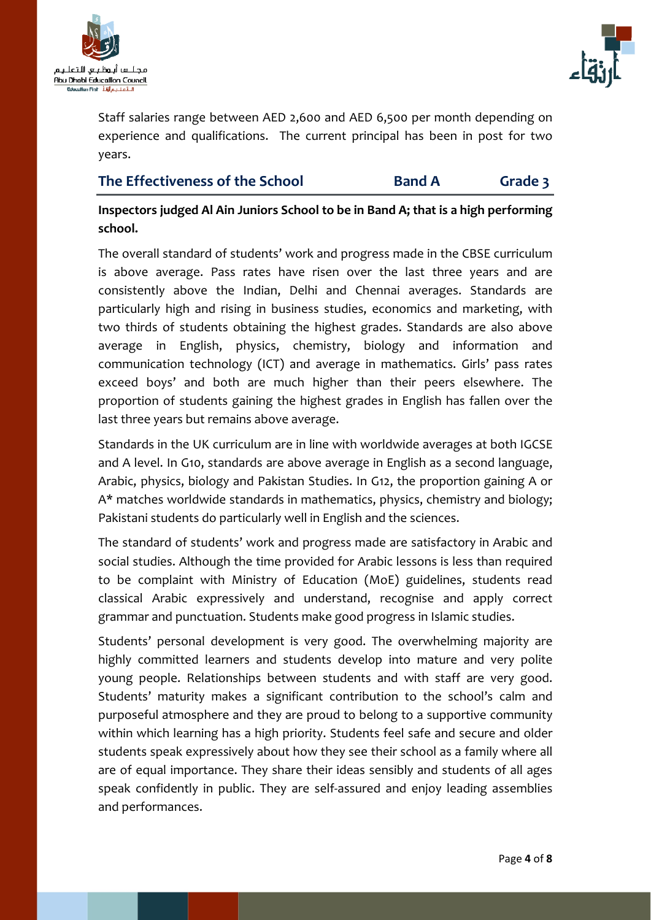Staff salaries range between AED 2,600 and AED 6,500 per month depending on experience and qualifications. The current principal has been in post for two years.

## The Effectiveness of the School — Band A — Grade 3

**Inspectors judged Al Ain Juniors School to be in Band A; that is a high performing school.**

The overall standard of students' work and progress made in the CBSE curriculum is above average. Pass rates have risen over the last three years and are consistently above the Indian, Delhi and Chennai averages. Standards are particularly high and rising in business studies, economics and marketing, with two thirds of students obtaining the highest grades. Standards are also above average in English, physics, chemistry, biology and information and communication technology (ICT) and average in mathematics. Girls' pass rates exceed boys' and both are much higher than their peers elsewhere. The proportion of students gaining the highest grades in English has fallen over the last three years but remains above average.

Standards in the UK curriculum are in line with worldwide averages at both IGCSE and A level. In G10, standards are above average in English as a second language, Arabic, physics, biology and Pakistan Studies. In G12, the proportion gaining A or A* matches worldwide standards in mathematics, physics, chemistry and biology; Pakistani students do particularly well in English and the sciences.

The standard of students' work and progress made are satisfactory in Arabic and social studies. Although the time provided for Arabic lessons is less than required to be complaint with Ministry of Education (MoE) guidelines, students read classical Arabic expressively and understand, recognise and apply correct grammar and punctuation. Students make good progress in Islamic studies.

Students' personal development is very good. The overwhelming majority are highly committed learners and students develop into mature and very polite young people. Relationships between students and with staff are very good. Students' maturity makes a significant contribution to the school's calm and purposeful atmosphere and they are proud to belong to a supportive community within which learning has a high priority. Students feel safe and secure and older students speak expressively about how they see their school as a family where all are of equal importance. They share their ideas sensibly and students of all ages speak confidently in public. They are self-assured and enjoy leading assemblies and performances.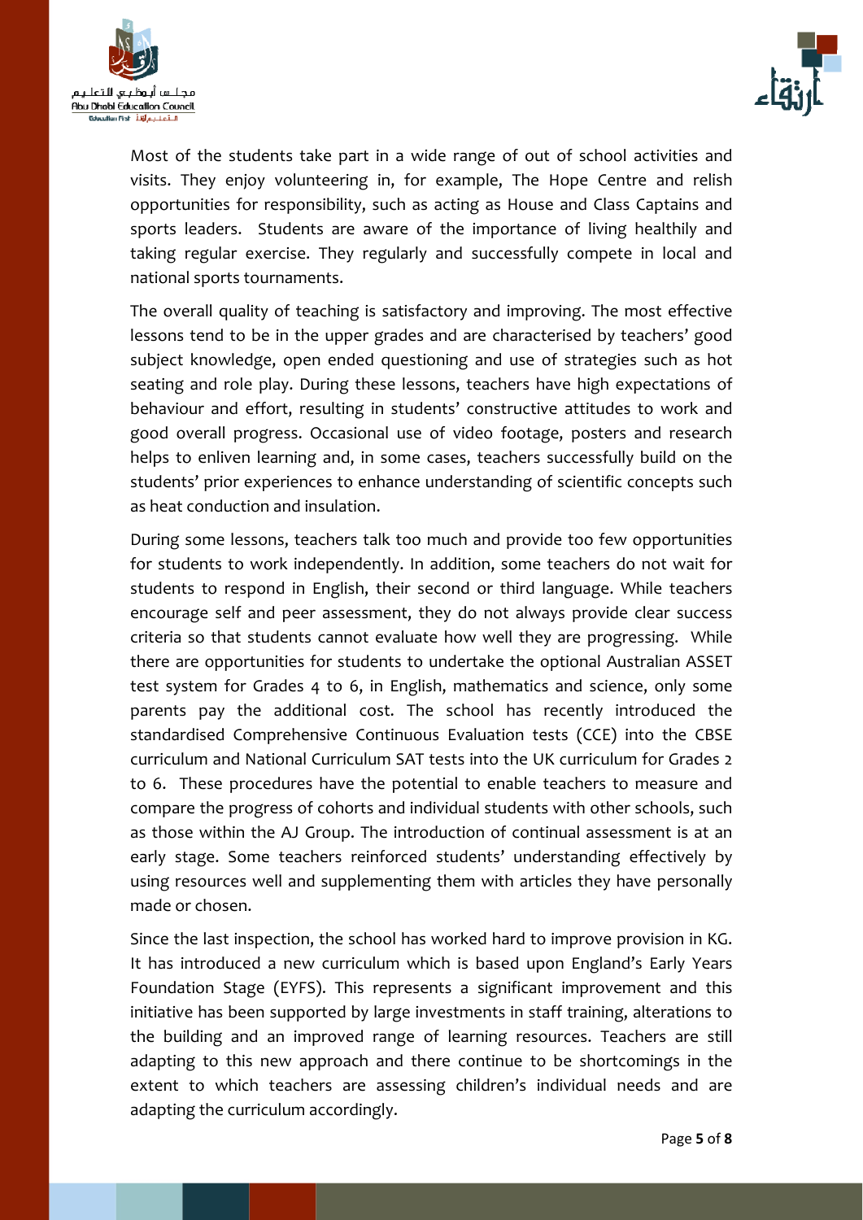Most of the students take part in a wide range of out of school activities and visits. They enjoy volunteering in, for example, The Hope Centre and relish opportunities for responsibility, such as acting as House and Class Captains and sports leaders. Students are aware of the importance of living healthily and taking regular exercise. They regularly and successfully compete in local and national sports tournaments.

The overall quality of teaching is satisfactory and improving. The most effective lessons tend to be in the upper grades and are characterised by teachers' good subject knowledge, open ended questioning and use of strategies such as hot seating and role play. During these lessons, teachers have high expectations of behaviour and effort, resulting in students' constructive attitudes to work and good overall progress. Occasional use of video footage, posters and research helps to enliven learning and, in some cases, teachers successfully build on the students' prior experiences to enhance understanding of scientific concepts such as heat conduction and insulation.

During some lessons, teachers talk too much and provide too few opportunities for students to work independently. In addition, some teachers do not wait for students to respond in English, their second or third language. While teachers encourage self and peer assessment, they do not always provide clear success criteria so that students cannot evaluate how well they are progressing. While there are opportunities for students to undertake the optional Australian ASSET test system for Grades 4 to 6, in English, mathematics and science, only some parents pay the additional cost. The school has recently introduced the standardised Comprehensive Continuous Evaluation tests (CCE) into the CBSE curriculum and National Curriculum SAT tests into the UK curriculum for Grades 2 to 6. These procedures have the potential to enable teachers to measure and compare the progress of cohorts and individual students with other schools, such as those within the AJ Group. The introduction of continual assessment is at an early stage. Some teachers reinforced students' understanding effectively by using resources well and supplementing them with articles they have personally made or chosen.

Since the last inspection, the school has worked hard to improve provision in KG. It has introduced a new curriculum which is based upon England's Early Years Foundation Stage (EYFS). This represents a significant improvement and this initiative has been supported by large investments in staff training, alterations to the building and an improved range of learning resources. Teachers are still adapting to this new approach and there continue to be shortcomings in the extent to which teachers are assessing children's individual needs and are adapting the curriculum accordingly.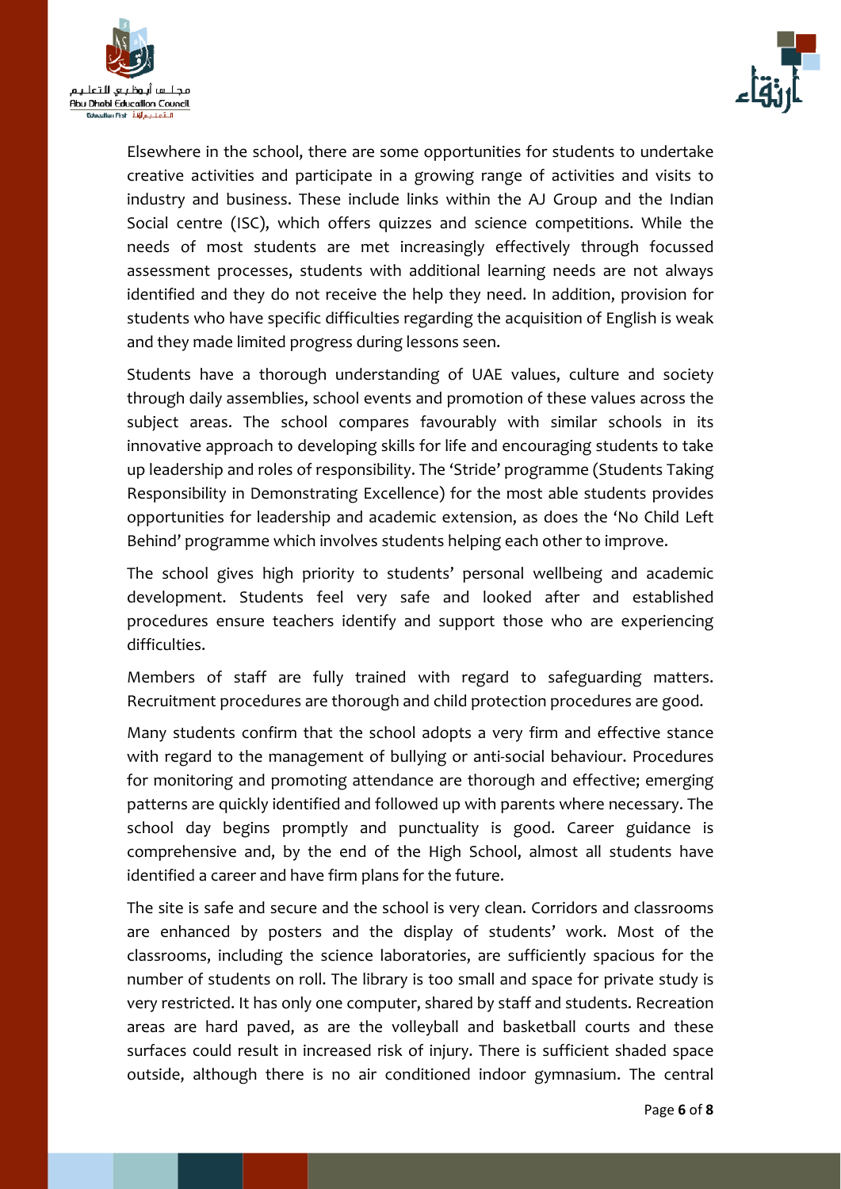Elsewhere in the school, there are some opportunities for students to undertake creative activities and participate in a growing range of activities and visits to industry and business. These include links within the AJ Group and the Indian Social centre (ISC), which offers quizzes and science competitions. While the needs of most students are met increasingly effectively through focussed assessment processes, students with additional learning needs are not always identified and they do not receive the help they need. In addition, provision for students who have specific difficulties regarding the acquisition of English is weak and they made limited progress during lessons seen.

Students have a thorough understanding of UAE values, culture and society through daily assemblies, school events and promotion of these values across the subject areas. The school compares favourably with similar schools in its innovative approach to developing skills for life and encouraging students to take up leadership and roles of responsibility. The 'Stride' programme (Students Taking Responsibility in Demonstrating Excellence) for the most able students provides opportunities for leadership and academic extension, as does the 'No Child Left Behind' programme which involves students helping each other to improve.

The school gives high priority to students' personal wellbeing and academic development. Students feel very safe and looked after and established procedures ensure teachers identify and support those who are experiencing difficulties.

Members of staff are fully trained with regard to safeguarding matters. Recruitment procedures are thorough and child protection procedures are good.

Many students confirm that the school adopts a very firm and effective stance with regard to the management of bullying or anti-social behaviour. Procedures for monitoring and promoting attendance are thorough and effective; emerging patterns are quickly identified and followed up with parents where necessary. The school day begins promptly and punctuality is good. Career guidance is comprehensive and, by the end of the High School, almost all students have identified a career and have firm plans for the future.

The site is safe and secure and the school is very clean. Corridors and classrooms are enhanced by posters and the display of students' work. Most of the classrooms, including the science laboratories, are sufficiently spacious for the number of students on roll. The library is too small and space for private study is very restricted. It has only one computer, shared by staff and students. Recreation areas are hard paved, as are the volleyball and basketball courts and these surfaces could result in increased risk of injury. There is sufficient shaded space outside, although there is no air conditioned indoor gymnasium. The central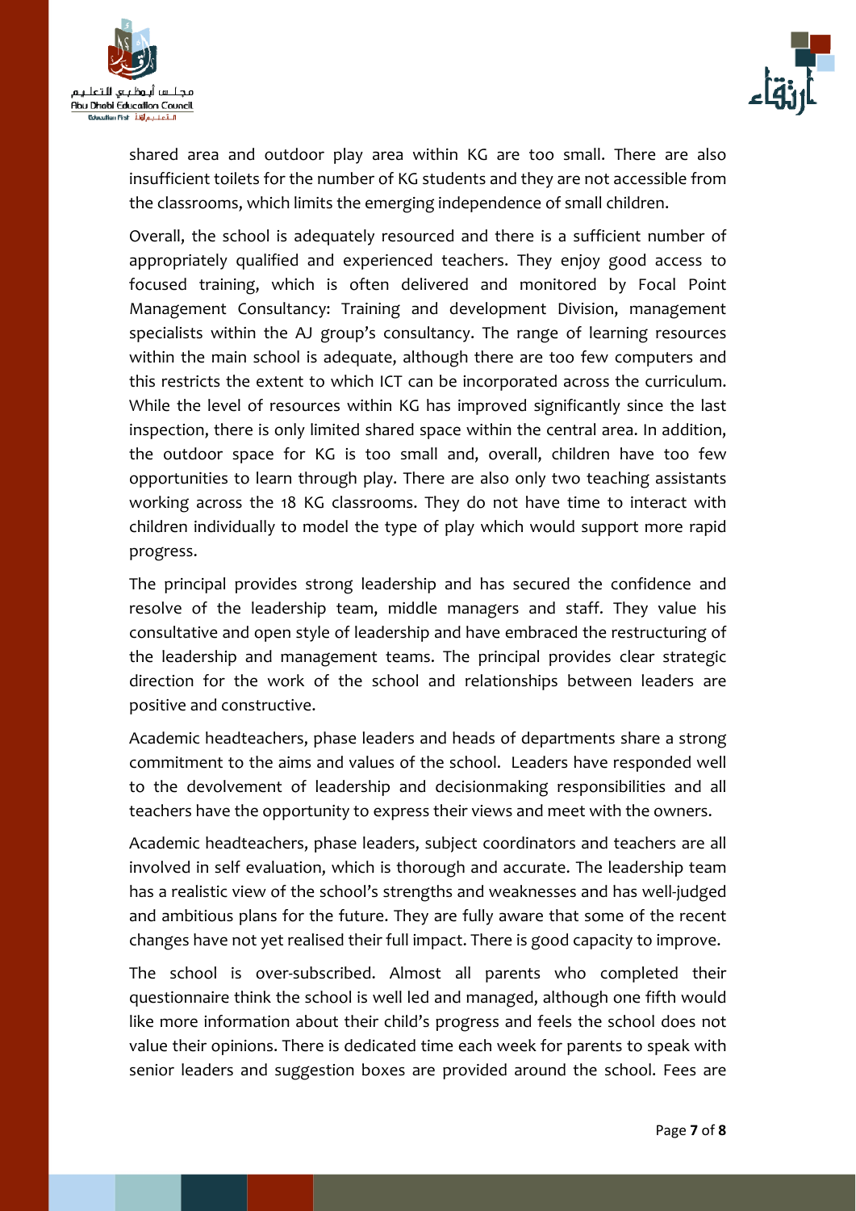shared area and outdoor play area within KG are too small. There are also insufficient toilets for the number of KG students and they are not accessible from the classrooms, which limits the emerging independence of small children.

Overall, the school is adequately resourced and there is a sufficient number of appropriately qualified and experienced teachers. They enjoy good access to focused training, which is often delivered and monitored by Focal Point Management Consultancy: Training and development Division, management specialists within the AJ group's consultancy. The range of learning resources within the main school is adequate, although there are too few computers and this restricts the extent to which ICT can be incorporated across the curriculum. While the level of resources within KG has improved significantly since the last inspection, there is only limited shared space within the central area. In addition, the outdoor space for KG is too small and, overall, children have too few opportunities to learn through play. There are also only two teaching assistants working across the 18 KG classrooms. They do not have time to interact with children individually to model the type of play which would support more rapid progress.

The principal provides strong leadership and has secured the confidence and resolve of the leadership team, middle managers and staff. They value his consultative and open style of leadership and have embraced the restructuring of the leadership and management teams. The principal provides clear strategic direction for the work of the school and relationships between leaders are positive and constructive.

Academic headteachers, phase leaders and heads of departments share a strong commitment to the aims and values of the school. Leaders have responded well to the devolvement of leadership and decisionmaking responsibilities and all teachers have the opportunity to express their views and meet with the owners.

Academic headteachers, phase leaders, subject coordinators and teachers are all involved in self evaluation, which is thorough and accurate. The leadership team has a realistic view of the school's strengths and weaknesses and has well-judged and ambitious plans for the future. They are fully aware that some of the recent changes have not yet realised their full impact. There is good capacity to improve.

The school is over-subscribed. Almost all parents who completed their questionnaire think the school is well led and managed, although one fifth would like more information about their child's progress and feels the school does not value their opinions. There is dedicated time each week for parents to speak with senior leaders and suggestion boxes are provided around the school. Fees are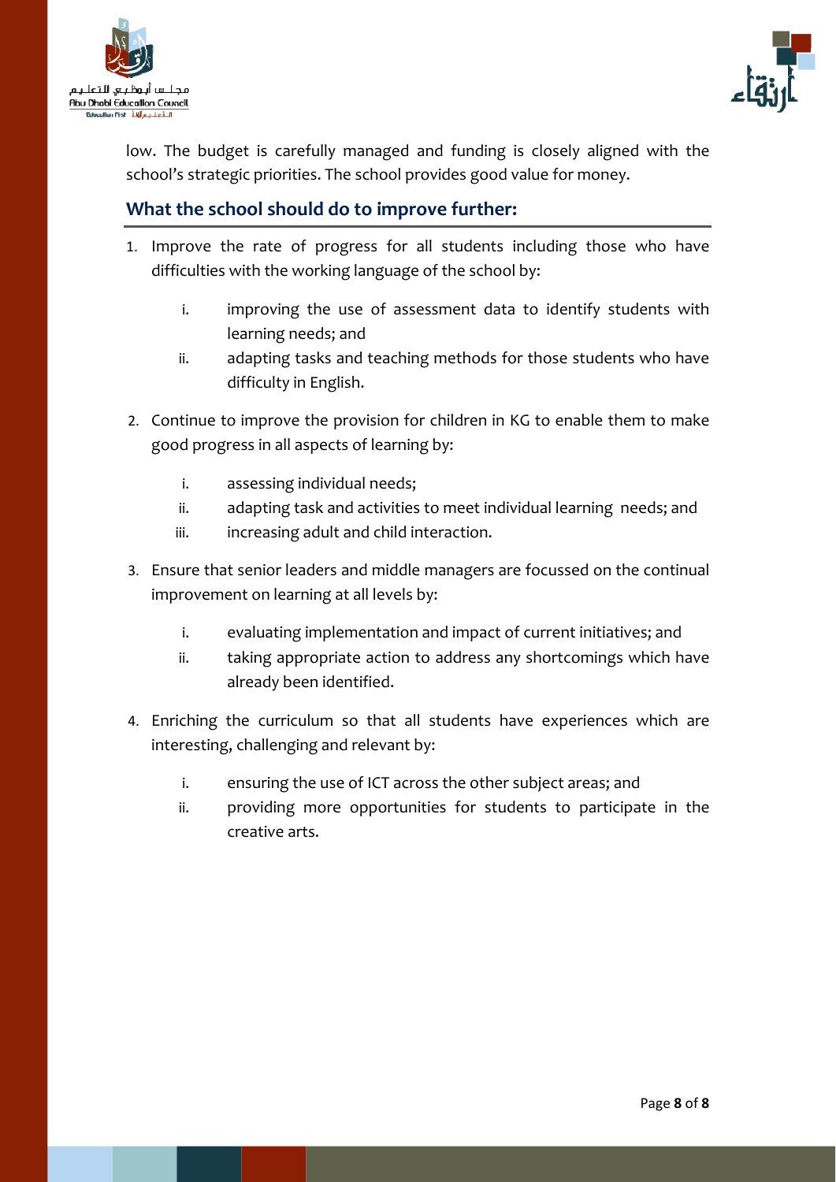low. The budget is carefully managed and funding is closely aligned with the school's strategic priorities. The school provides good value for money.

## What the school should do to improve further:

1. Improve the rate of progress for all students including those who have difficulties with the working language of the school by:
   - i. improving the use of assessment data to identify students with learning needs; and
   - ii. adapting tasks and teaching methods for those students who have difficulty in English.

2. Continue to improve the provision for children in KG to enable them to make good progress in all aspects of learning by:
   - i. assessing individual needs;
   - ii. adapting task and activities to meet individual learning needs; and
   - iii. increasing adult and child interaction.

3. Ensure that senior leaders and middle managers are focussed on the continual improvement on learning at all levels by:
   - i. evaluating implementation and impact of current initiatives; and
   - ii. taking appropriate action to address any shortcomings which have already been identified.

4. Enriching the curriculum so that all students have experiences which are interesting, challenging and relevant by:
   - i. ensuring the use of ICT across the other subject areas; and
   - ii. providing more opportunities for students to participate in the creative arts.